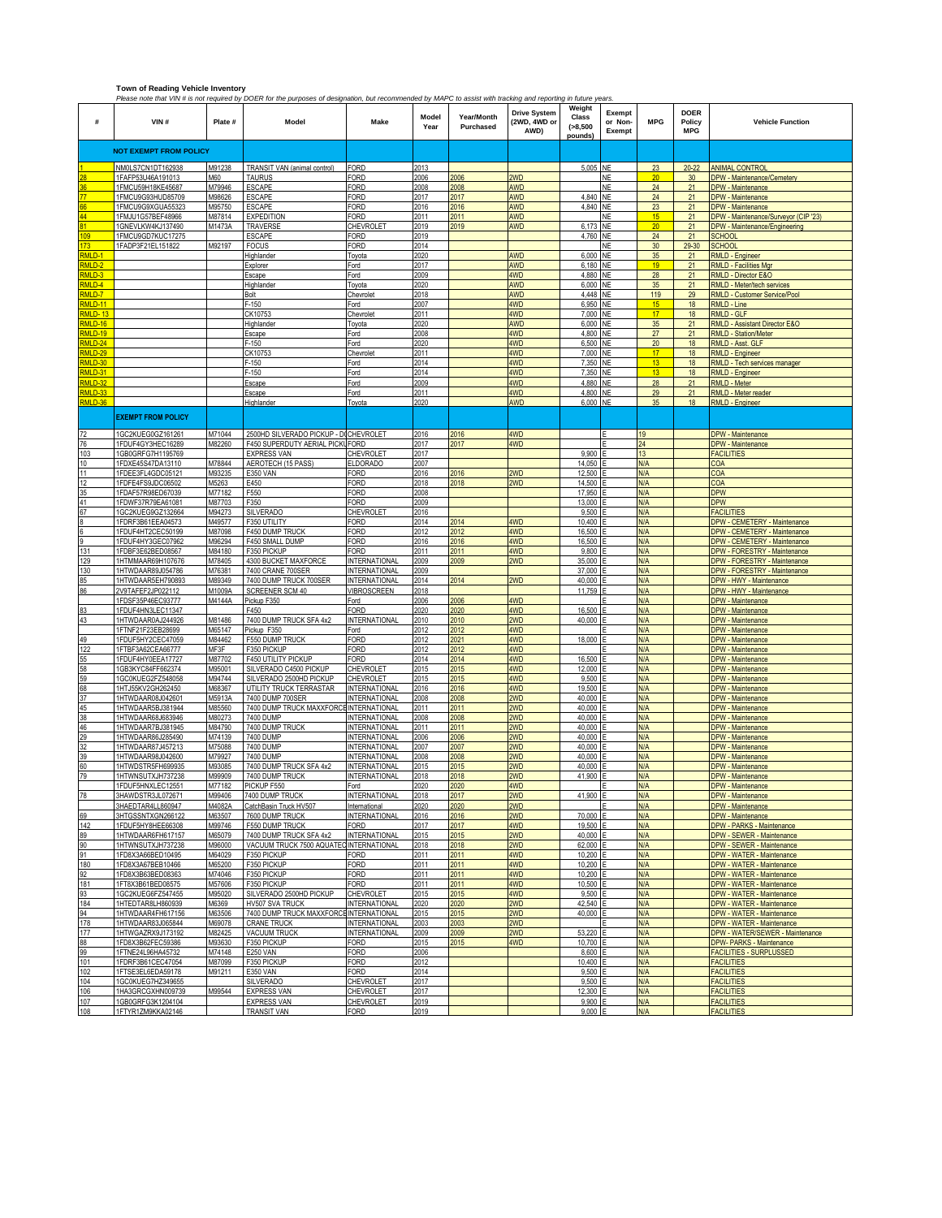**Town of Reading Vehicle Inventory**

*Please note that VIN # is not required by DOER for the purposes of designation, but recommended by MAPC to assist with tracking and reporting in future years.*

| # | VIN # | Plate # | Model | Make | Model Year | Year/Month Purchased | Drive System (2WD, 4WD or AWD) | Weight Class (>8,500 pounds) | Exempt or Non-Exempt | MPG | DOER Policy MPG | Vehicle Function |
|---|---|---|---|---|---|---|---|---|---|---|---|---|
| | **NOT EXEMPT FROM POLICY** | | | | | | | | | | | |
| 1 | NM0LS7CN1DT162938 | M91238 | TRANSIT VAN (animal control) | FORD | 2013 | | | 5,005 | NE | 23 | 20-22 | ANIMAL CONTROL |
| 28 | 1FAFP53U46A191013 | M60 | TAURUS | FORD | 2006 | 2006 | 2WD | | NE | 20 | 30 | DPW - Maintenance/Cemetery |
| 36 | 1FMCU59H18KE45687 | M79946 | ESCAPE | FORD | 2008 | 2008 | AWD | | NE | 24 | 21 | DPW - Maintenance |
| 77 | 1FMCU9G93HUD85709 | M98626 | ESCAPE | FORD | 2017 | 2017 | AWD | 4,840 | NE | 24 | 21 | DPW - Maintenance |
| 66 | 1FMCU9G9XGUA55323 | M95750 | ESCAPE | FORD | 2016 | 2016 | AWD | 4,840 | NE | 23 | 21 | DPW - Maintenance |
| 44 | 1FMJU1G57BEF48966 | M87814 | EXPEDITION | FORD | 2011 | 2011 | AWD | | NE | 15 | 21 | DPW - Maintenance/Surveyor (CIP '23) |
| 81 | 1GNEVLKW4KJ137490 | M1473A | TRAVERSE | CHEVROLET | 2019 | 2019 | AWD | 6,173 | NE | 20 | 21 | DPW - Maintenance/Engineering |
| 109 | 1FMCU9GD7KUC17275 | | ESCAPE | FORD | 2019 | | | 4,760 | NE | 24 | 21 | SCHOOL |
| 173 | 1FADP3F21EL151822 | M92197 | FOCUS | FORD | 2014 | | | | NE | 30 | 29-30 | SCHOOL |
| RMLD-1 | | | Highlander | Toyota | 2020 | | AWD | 6,000 | NE | 35 | 21 | RMLD - Engineer |
| RMLD-2 | | | Explorer | Ford | 2017 | | AWD | 6,180 | NE | 19 | 21 | RMLD - Facilities Mgr |
| RMLD-3 | | | Escape | Ford | 2009 | | 4WD | 4,880 | NE | 28 | 21 | RMLD - Director E&O |
| RMLD-4 | | | Highlander | Toyota | 2020 | | AWD | 6,000 | NE | 35 | 21 | RMLD - Meter/tech services |
| RMLD-7 | | | Bolt | Chevrolet | 2018 | | AWD | 4,448 | NE | 119 | 29 | RMLD - Customer Service/Pool |
| RMLD-11 | | | F-150 | Ford | 2007 | | 4WD | 6,950 | NE | 15 | 18 | RMLD - Line |
| RMLD- 13 | | | CK10753 | Chevrolet | 2011 | | 4WD | 7,000 | NE | 17 | 18 | RMLD - GLF |
| RMLD-16 | | | Highlander | Toyota | 2020 | | AWD | 6,000 | NE | 35 | 21 | RMLD - Assistant Director E&O |
| RMLD-19 | | | Escape | Ford | 2008 | | 4WD | 4,800 | NE | 27 | 21 | RMLD - Station/Meter |
| RMLD-24 | | | F-150 | Ford | 2020 | | 4WD | 6,500 | NE | 20 | 18 | RMLD - Asst. GLF |
| RMLD-29 | | | CK10753 | Chevrolet | 2011 | | 4WD | 7,000 | NE | 17 | 18 | RMLD - Engineer |
| RMLD-30 | | | F-150 | Ford | 2014 | | 4WD | 7,350 | NE | 13 | 18 | RMLD - Tech services manager |
| RMLD-31 | | | F-150 | Ford | 2014 | | 4WD | 7,350 | NE | 13 | 18 | RMLD - Engineer |
| RMLD-32 | | | Escape | Ford | 2009 | | 4WD | 4,880 | NE | 28 | 21 | RMLD - Meter |
| RMLD-33 | | | Escape | Ford | 2011 | | 4WD | 4,800 | NE | 29 | 21 | RMLD - Meter reader |
| RMLD-36 | | | Highlander | Toyota | 2020 | | AWD | 6,000 | NE | 35 | 18 | RMLD - Engineer |
| | **EXEMPT FROM POLICY** | | | | | | | | | | | |
| 72 | 1GC2KUEG0GZ161261 | M71044 | 2500HD SILVERADO PICKUP - DUMP | CHEVROLET | 2016 | 2016 | 4WD | | E | 19 | | DPW - Maintenance |
| 76 | 1FDUF4GY3HEC16289 | M82260 | F450 SUPERDUTY AERIAL PICKUP | FORD | 2017 | 2017 | 4WD | | E | 24 | | DPW - Maintenance |
| 103 | 1GB0GRFG7H1195769 | | EXPRESS VAN | CHEVROLET | 2017 | | | 9,900 | E | 13 | | FACILITIES |
| 10 | 1FDXE45S47DA13110 | M78844 | AEROTECH (15 PASS) | ELDORADO | 2007 | | | 14,050 | E | N/A | | COA |
| 11 | 1FDEE3FL4GDC05121 | M93235 | E350 VAN | FORD | 2016 | 2016 | 2WD | 12,500 | E | N/A | | COA |
| 12 | 1FDFE4FS9JDC06502 | M5263 | E450 | FORD | 2018 | 2018 | 2WD | 14,500 | E | N/A | | COA |
| 35 | 1FDAF57R98ED67039 | M77182 | F550 | FORD | 2008 | | | 17,950 | E | N/A | | DPW |
| 41 | 1FDWF37R79EA61081 | M87703 | F350 | FORD | 2009 | | | 13,000 | E | N/A | | DPW |
| 67 | 1GC2KUEG9GZ132664 | M94273 | SILVERADO | CHEVROLET | 2016 | | | 9,500 | E | N/A | | FACILITIES |
| 8 | 1FDRF3B61EEA04573 | M49577 | F350 UTILITY | FORD | 2014 | 2014 | 4WD | 10,400 | E | N/A | | DPW - CEMETERY - Maintenance |
| 6 | 1FDUF4HT2CEC50199 | M87098 | F450 DUMP TRUCK | FORD | 2012 | 2012 | 4WD | 16,500 | E | N/A | | DPW - CEMETERY - Maintenance |
| 9 | 1FDUF4HY3GEC07962 | M96294 | F450 SMALL DUMP | FORD | 2016 | 2016 | 4WD | 16,500 | E | N/A | | DPW - CEMETERY - Maintenance |
| 131 | 1FDBF3E62BED08567 | M84180 | F350 PICKUP | FORD | 2011 | 2011 | 4WD | 9,800 | E | N/A | | DPW - FORESTRY - Maintenance |
| 129 | 1HTMMAAR69H107676 | M78405 | 4300 BUCKET MAXFORCE | INTERNATIONAL | 2009 | 2009 | 2WD | 35,000 | E | N/A | | DPW - FORESTRY - Maintenance |
| 130 | 1HTWDAAR89J054786 | M76381 | 7400 CRANE 700SER | INTERNATIONAL | 2009 | | | 37,000 | E | N/A | | DPW - FORESTRY - Maintenance |
| 85 | 1HTWDAAR5EH790893 | M89349 | 7400 DUMP TRUCK 700SER | INTERNATIONAL | 2014 | 2014 | 2WD | 40,000 | E | N/A | | DPW - HWY - Maintenance |
| 86 | 2V9TAFEF2JP022112 | M1009A | SCREENER SCM 40 | VIBROSCREEN | 2018 | | | 11,759 | E | N/A | | DPW - HWY - Maintenance |
| | 1FDSF35P46EC93777 | M4144A | Pickup F350 | Ford | 2006 | 2006 | 4WD | | E | N/A | | DPW - Maintenance |
| 83 | 1FDUF4HN3LEC11347 | | F450 | FORD | 2020 | 2020 | 4WD | 16,500 | E | N/A | | DPW - Maintenance |
| 43 | 1HTWDAAR0AJ244926 | M81486 | 7400 DUMP TRUCK SFA 4x2 | INTERNATIONAL | 2010 | 2010 | 2WD | 40,000 | E | N/A | | DPW - Maintenance |
| | 1FTNF21F23EB28699 | M65147 | Pickup F350 | Ford | 2012 | 2012 | 4WD | | E | N/A | | DPW - Maintenance |
| 49 | 1FDUF5HY2CEC47059 | M84462 | F550 DUMP TRUCK | FORD | 2012 | 2021 | 4WD | 18,000 | E | N/A | | DPW - Maintenance |
| 122 | 1FTBF3A62CEA66777 | MF3F | F350 PICKUP | FORD | 2012 | 2012 | 4WD | | E | N/A | | DPW - Maintenance |
| 55 | 1FDUF4HY0EEA17727 | M87702 | F450 UTILITY PICKUP | FORD | 2014 | 2014 | 4WD | 16,500 | E | N/A | | DPW - Maintenance |
| 58 | 1GB3KYC84FF662374 | M95001 | SILVERADO C4500 PICKUP | CHEVROLET | 2015 | 2015 | 4WD | 12,000 | E | N/A | | DPW - Maintenance |
| 59 | 1GC0KUEG2FZ548058 | M94744 | SILVERADO 2500HD PICKUP | CHEVROLET | 2015 | 2015 | 4WD | 9,500 | E | N/A | | DPW - Maintenance |
| 68 | 1HTJ55KV2GH262450 | M68367 | UTILITY TRUCK TERRASTAR | INTERNATIONAL | 2016 | 2016 | 4WD | 19,500 | E | N/A | | DPW - Maintenance |
| 37 | 1HTWDAAR08J042601 | M5913A | 7400 DUMP 700SER | INTERNATIONAL | 2008 | 2008 | 2WD | 40,000 | E | N/A | | DPW - Maintenance |
| 45 | 1HTWDAAR5BJ381944 | M85560 | 7400 DUMP TRUCK MAXXFORCE | INTERNATIONAL | 2011 | 2011 | 2WD | 40,000 | E | N/A | | DPW - Maintenance |
| 38 | 1HTWDAAR68J683946 | M80273 | 7400 DUMP | INTERNATIONAL | 2008 | 2008 | 2WD | 40,000 | E | N/A | | DPW - Maintenance |
| 46 | 1HTWDAAR7BJ381945 | M84790 | 7400 DUMP TRUCK | INTERNATIONAL | 2011 | 2011 | 2WD | 40,000 | E | N/A | | DPW - Maintenance |
| 29 | 1HTWDAAR86J285490 | M74139 | 7400 DUMP | INTERNATIONAL | 2006 | 2006 | 2WD | 40,000 | E | N/A | | DPW - Maintenance |
| 32 | 1HTWDAAR87J457213 | M75088 | 7400 DUMP | INTERNATIONAL | 2007 | 2007 | 2WD | 40,000 | E | N/A | | DPW - Maintenance |
| 39 | 1HTWDAAR98J042600 | M79927 | 7400 DUMP | INTERNATIONAL | 2008 | 2008 | 2WD | 40,000 | E | N/A | | DPW - Maintenance |
| 60 | 1HTWDSTR5FH699935 | M93085 | 7400 DUMP TRUCK SFA 4x2 | INTERNATIONAL | 2015 | 2015 | 2WD | 40,000 | E | N/A | | DPW - Maintenance |
| 79 | 1HTWNSUTXJH737238 | M99909 | 7400 DUMP TRUCK | INTERNATIONAL | 2018 | 2018 | 2WD | 41,900 | E | N/A | | DPW - Maintenance |
| | 1FDUF5HNXLEC12551 | M77182 | PICKUP F550 | Ford | 2020 | 2020 | 4WD | | E | N/A | | DPW - Maintenance |
| 78 | 3HAWDSTR3JL072671 | M99406 | 7400 DUMP TRUCK | INTERNATIONAL | 2018 | 2017 | 2WD | 41,900 | E | N/A | | DPW - Maintenance |
| | 3HAEDTAR4LL860947 | M4082A | CatchBasin Truck HV507 | International | 2020 | 2020 | 2WD | | E | N/A | | DPW - Maintenance |
| 69 | 3HTGSSNTXGN266122 | M63507 | 7600 DUMP TRUCK | INTERNATIONAL | 2016 | 2016 | 2WD | 70,000 | E | N/A | | DPW - Maintenance |
| 142 | 1FDUF5HY8HEE66308 | M99746 | F550 DUMP TRUCK | FORD | 2017 | 2017 | 4WD | 19,500 | E | N/A | | DPW - PARKS - Maintenance |
| 89 | 1HTWDAAR6FH617157 | M65079 | 7400 DUMP TRUCK SFA 4x2 | INTERNATIONAL | 2015 | 2015 | 2WD | 40,000 | E | N/A | | DPW - SEWER - Maintenance |
| 90 | 1HTWNSUTXJH737238 | M96000 | VACUUM TRUCK 7500 AQUATECH | INTERNATIONAL | 2018 | 2018 | 2WD | 62,000 | E | N/A | | DPW - SEWER - Maintenance |
| 91 | 1FD8X3A66BED10495 | M64029 | F350 PICKUP | FORD | 2011 | 2011 | 4WD | 10,200 | E | N/A | | DPW - WATER - Maintenance |
| 180 | 1FD8X3A67BEB10466 | M65200 | F350 PICKUP | FORD | 2011 | 2011 | 4WD | 10,200 | E | N/A | | DPW - WATER - Maintenance |
| 92 | 1FD8X3B63BED08363 | M74046 | F350 PICKUP | FORD | 2011 | 2011 | 4WD | 10,200 | E | N/A | | DPW - WATER - Maintenance |
| 181 | 1FT8X3B61BED08575 | M57606 | F350 PICKUP | FORD | 2011 | 2011 | 4WD | 10,500 | E | N/A | | DPW - WATER - Maintenance |
| 93 | 1GC2KUEG6FZ547455 | M95020 | SILVERADO 2500HD PICKUP | CHEVROLET | 2015 | 2015 | 4WD | 9,500 | E | N/A | | DPW - WATER - Maintenance |
| 184 | 1HTEDTAR8LH860939 | M6369 | HV507 SVA TRUCK | INTERNATIONAL | 2020 | 2020 | 2WD | 42,540 | E | N/A | | DPW - WATER - Maintenance |
| 94 | 1HTWDAAR4FH617156 | M63506 | 7400 DUMP TRUCK MAXXFORCE | INTERNATIONAL | 2015 | 2015 | 2WD | 40,000 | E | N/A | | DPW - WATER - Maintenance |
| 178 | 1HTWDAAR83J065844 | M69078 | CRANE TRUCK | INTERNATIONAL | 2003 | 2003 | 2WD | | E | N/A | | DPW - WATER - Maintenance |
| 177 | 1HTWGAZRX9J173192 | M82425 | VACUUM TRUCK | INTERNATIONAL | 2009 | 2009 | 2WD | 53,220 | E | N/A | | DPW - WATER/SEWER - Maintenance |
| 88 | 1FD8X3B62FEC59386 | M93630 | F350 PICKUP | FORD | 2015 | 2015 | 4WD | 10,700 | E | N/A | | DPW- PARKS - Maintenance |
| 99 | 1FTNE24L96HA45732 | M74148 | E250 VAN | FORD | 2006 | | | 8,600 | E | N/A | | FACILITIES - SURPLUSSED |
| 101 | 1FDRF3B61CEC47054 | M87099 | F350 PICKUP | FORD | 2012 | | | 10,400 | E | N/A | | FACILITIES |
| 102 | 1FTSE3EL6EDA59178 | M91211 | E350 VAN | FORD | 2014 | | | 9,500 | E | N/A | | FACILITIES |
| 104 | 1GC0KUEG7HZ349655 | | SILVERADO | CHEVROLET | 2017 | | | 9,500 | E | N/A | | FACILITIES |
| 106 | 1HA3GRCGXHN009739 | M99544 | EXPRESS VAN | CHEVROLET | 2017 | | | 12,300 | E | N/A | | FACILITIES |
| 107 | 1GB0GRFG3K1204104 | | EXPRESS VAN | CHEVROLET | 2019 | | | 9,900 | E | N/A | | FACILITIES |
| 108 | 1FTYR1ZM9KKA02146 | | TRANSIT VAN | FORD | 2019 | | | 9,000 | E | N/A | | FACILITIES |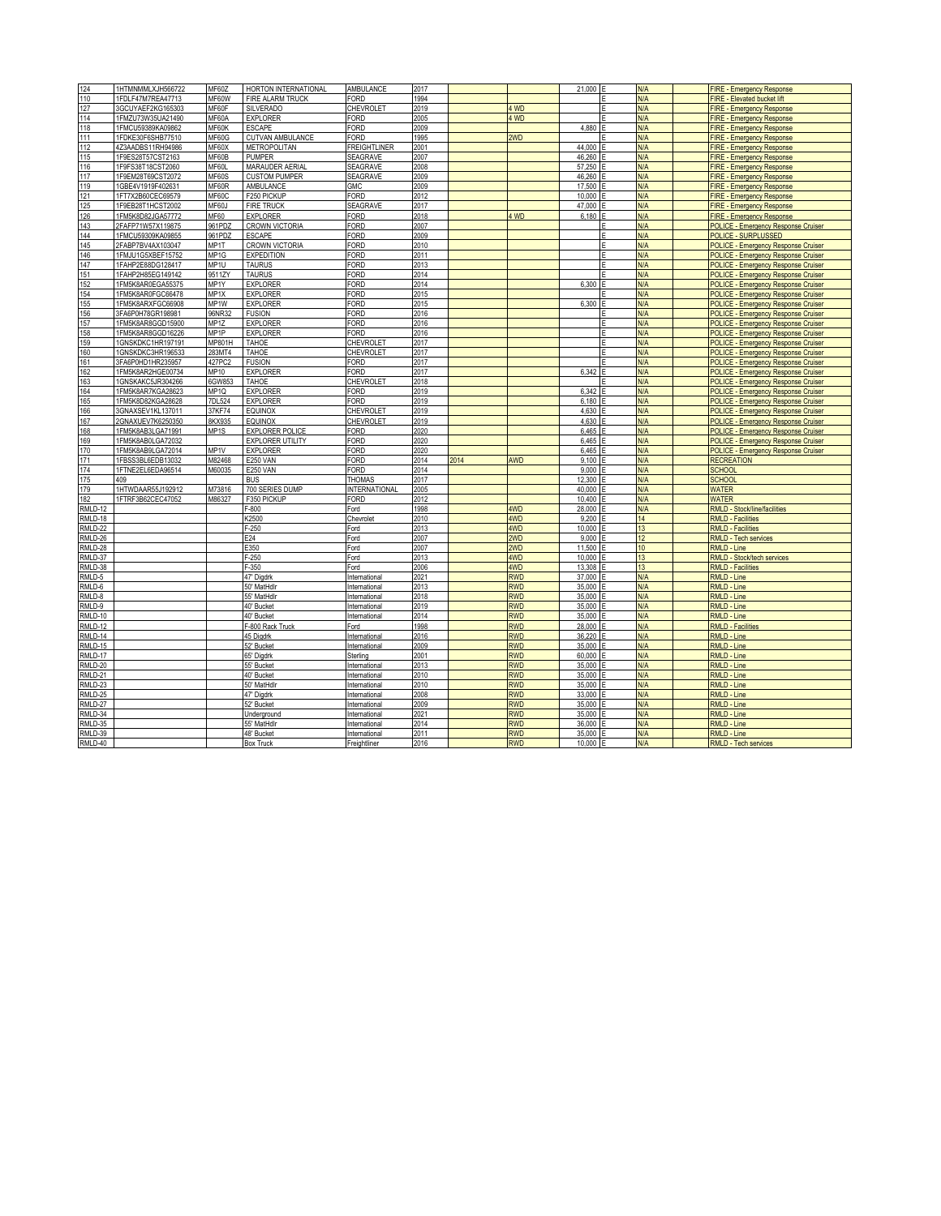| | | | | | | | | | | | | |
|---|---|---|---|---|---|---|---|---|---|---|---|---|
| 124 | 1HTMNMMLXJH566722 | MF60Z | HORTON INTERNATIONAL | AMBULANCE | 2017 | | | 21,000 | E | N/A | | FIRE - Emergency Response |
| 110 | 1FDLF47M7REA47713 | MF60W | FIRE ALARM TRUCK | FORD | 1994 | | | | E | N/A | | FIRE - Elevated bucket lift |
| 127 | 3GCUYAEF2KG165303 | MF60F | SILVERADO | CHEVROLET | 2019 | | 4 WD | | E | N/A | | FIRE - Emergency Response |
| 114 | 1FMZU73W35UA21490 | MF60A | EXPLORER | FORD | 2005 | | 4 WD | | E | N/A | | FIRE - Emergency Response |
| 118 | 1FMCU59389KA09862 | MF60K | ESCAPE | FORD | 2009 | | | 4,880 | E | N/A | | FIRE - Emergency Response |
| 111 | 1FDKE30F6SHB77510 | MF60G | CUTVAN AMBULANCE | FORD | 1995 | | 2WD | | E | N/A | | FIRE - Emergency Response |
| 112 | 4Z3AADBS11RH94986 | MF60X | METROPOLITAN | FREIGHTLINER | 2001 | | | 44,000 | E | N/A | | FIRE - Emergency Response |
| 115 | 1F9ES28T57CST2163 | MF60B | PUMPER | SEAGRAVE | 2007 | | | 46,260 | E | N/A | | FIRE - Emergency Response |
| 116 | 1F9FS38T18CST2060 | MF60L | MARAUDER AERIAL | SEAGRAVE | 2008 | | | 57,250 | E | N/A | | FIRE - Emergency Response |
| 117 | 1F9EM28T69CST2072 | MF60S | CUSTOM PUMPER | SEAGRAVE | 2009 | | | 46,260 | E | N/A | | FIRE - Emergency Response |
| 119 | 1GBE4V1919F402631 | MF60R | AMBULANCE | GMC | 2009 | | | 17,500 | E | N/A | | FIRE - Emergency Response |
| 121 | 1FT7X2B60CEC69579 | MF60C | F250 PICKUP | FORD | 2012 | | | 10,000 | E | N/A | | FIRE - Emergency Response |
| 125 | 1F9EB28T1HCST2002 | MF60J | FIRE TRUCK | SEAGRAVE | 2017 | | | 47,000 | E | N/A | | FIRE - Emergency Response |
| 126 | 1FM5K8D82JGA57772 | MF60 | EXPLORER | FORD | 2018 | | 4 WD | 6,180 | E | N/A | | FIRE - Emergency Response |
| 143 | 2FAFP71W57X119875 | 961PDZ | CROWN VICTORIA | FORD | 2007 | | | | E | N/A | | POLICE - Emergency Response Cruiser |
| 144 | 1FMCU59309KA09855 | 961PDZ | ESCAPE | FORD | 2009 | | | | E | N/A | | POLICE - SURPLUSSED |
| 145 | 2FABP7BV4AX103047 | MP1T | CROWN VICTORIA | FORD | 2010 | | | | E | N/A | | POLICE - Emergency Response Cruiser |
| 146 | 1FMJU1G5XBEF15752 | MP1G | EXPEDITION | FORD | 2011 | | | | E | N/A | | POLICE - Emergency Response Cruiser |
| 147 | 1FAHP2E88DG128417 | MP1U | TAURUS | FORD | 2013 | | | | E | N/A | | POLICE - Emergency Response Cruiser |
| 151 | 1FAHP2H85EG149142 | 9511ZY | TAURUS | FORD | 2014 | | | | E | N/A | | POLICE - Emergency Response Cruiser |
| 152 | 1FM5K8AR0EGA55375 | MP1Y | EXPLORER | FORD | 2014 | | | 6,300 | E | N/A | | POLICE - Emergency Response Cruiser |
| 154 | 1FM5K8AR0FGC66478 | MP1X | EXPLORER | FORD | 2015 | | | | E | N/A | | POLICE - Emergency Response Cruiser |
| 155 | 1FM5K8ARXFGC66908 | MP1W | EXPLORER | FORD | 2015 | | | 6,300 | E | N/A | | POLICE - Emergency Response Cruiser |
| 156 | 3FA6P0H78GR198981 | 96NR32 | FUSION | FORD | 2016 | | | | E | N/A | | POLICE - Emergency Response Cruiser |
| 157 | 1FM5K8AR8GGD15900 | MP1Z | EXPLORER | FORD | 2016 | | | | E | N/A | | POLICE - Emergency Response Cruiser |
| 158 | 1FM5K8AR8GGD16226 | MP1P | EXPLORER | FORD | 2016 | | | | E | N/A | | POLICE - Emergency Response Cruiser |
| 159 | 1GNSKDKC1HR197191 | MP801H | TAHOE | CHEVROLET | 2017 | | | | E | N/A | | POLICE - Emergency Response Cruiser |
| 160 | 1GNSKDKC3HR196533 | 283MT4 | TAHOE | CHEVROLET | 2017 | | | | E | N/A | | POLICE - Emergency Response Cruiser |
| 161 | 3FA6P0HD1HR235957 | 427PD2 | FUSION | FORD | 2017 | | | | E | N/A | | POLICE - Emergency Response Cruiser |
| 162 | 1FM5K8AR2HGE00734 | MP10 | EXPLORER | FORD | 2017 | | | 6,342 | E | N/A | | POLICE - Emergency Response Cruiser |
| 163 | 1GNSKAKC5JR304266 | 6GW853 | TAHOE | CHEVROLET | 2018 | | | | E | N/A | | POLICE - Emergency Response Cruiser |
| 164 | 1FM5K8AR7KGA28623 | MP1Q | EXPLORER | FORD | 2019 | | | 6,342 | E | N/A | | POLICE - Emergency Response Cruiser |
| 165 | 1FM5K8D82KGA28628 | 7DL524 | EXPLORER | FORD | 2019 | | | 6,180 | E | N/A | | POLICE - Emergency Response Cruiser |
| 166 | 3GNAXSEV1KL137011 | 37KF74 | EQUINOX | CHEVROLET | 2019 | | | 4,630 | E | N/A | | POLICE - Emergency Response Cruiser |
| 167 | 2GNAXUEV7K6250350 | 8KX935 | EQUINOX | CHEVROLET | 2019 | | | 4,630 | E | N/A | | POLICE - Emergency Response Cruiser |
| 168 | 1FM5K8AB3LGA71991 | MP1S | EXPLORER POLICE | FORD | 2020 | | | 6,465 | E | N/A | | POLICE - Emergency Response Cruiser |
| 169 | 1FM5K8AB0LGA72032 | | EXPLORER UTILITY | FORD | 2020 | | | 6,465 | E | N/A | | POLICE - Emergency Response Cruiser |
| 170 | 1FM5K8AB9LGA72014 | MP1V | EXPLORER | FORD | 2020 | | | 6,465 | E | N/A | | POLICE - Emergency Response Cruiser |
| 171 | 1FBSS3BL6EDB13032 | M82468 | E250 VAN | FORD | 2014 | 2014 | AWD | 9,100 | E | N/A | | RECREATION |
| 174 | 1FTNE2EL6EDA96514 | M60035 | E250 VAN | FORD | 2014 | | | 9,000 | E | N/A | | SCHOOL |
| 175 | 409 | | BUS | THOMAS | 2017 | | | 12,300 | E | N/A | | SCHOOL |
| 179 | 1HTWDAAR55J192912 | M73816 | 700 SERIES DUMP | INTERNATIONAL | 2005 | | | 40,000 | E | N/A | | WATER |
| 182 | 1FTRF3B62CEC47052 | M86327 | F350 PICKUP | FORD | 2012 | | | 10,400 | E | N/A | | WATER |
| RMLD-12 | | | F-800 | Ford | 1998 | | 4WD | 28,000 | E | N/A | | RMLD - Stock/line/facilities |
| RMLD-18 | | | K2500 | Chevrolet | 2010 | | 4WD | 9,200 | E | 14 | | RMLD - Facilities |
| RMLD-22 | | | F-250 | Ford | 2013 | | 4WD | 10,000 | E | 13 | | RMLD - Facilities |
| RMLD-26 | | | E24 | Ford | 2007 | | 2WD | 9,000 | E | 12 | | RMLD - Tech services |
| RMLD-28 | | | E350 | Ford | 2007 | | 2WD | 11,500 | E | 10 | | RMLD - Line |
| RMLD-37 | | | F-250 | Ford | 2013 | | 4WD | 10,000 | E | 13 | | RMLD - Stock/tech services |
| RMLD-38 | | | F-350 | Ford | 2006 | | 4WD | 13,308 | E | 13 | | RMLD - Facilities |
| RMLD-5 | | | 47' Digdrk | International | 2021 | | RWD | 37,000 | E | N/A | | RMLD - Line |
| RMLD-6 | | | 50' MatHdlr | International | 2013 | | RWD | 35,000 | E | N/A | | RMLD - Line |
| RMLD-8 | | | 55' MatHdlr | International | 2018 | | RWD | 35,000 | E | N/A | | RMLD - Line |
| RMLD-9 | | | 40' Bucket | International | 2019 | | RWD | 35,000 | E | N/A | | RMLD - Line |
| RMLD-10 | | | 40' Bucket | International | 2014 | | RWD | 35,000 | E | N/A | | RMLD - Line |
| RMLD-12 | | | F-800 Rack Truck | Ford | 1998 | | RWD | 28,000 | E | N/A | | RMLD - Facilities |
| RMLD-14 | | | 45 Digdrk | International | 2016 | | RWD | 36,220 | E | N/A | | RMLD - Line |
| RMLD-15 | | | 52' Bucket | International | 2009 | | RWD | 35,000 | E | N/A | | RMLD - Line |
| RMLD-17 | | | 65' Digdrk | Sterling | 2001 | | RWD | 60,000 | E | N/A | | RMLD - Line |
| RMLD-20 | | | 55' Bucket | International | 2013 | | RWD | 35,000 | E | N/A | | RMLD - Line |
| RMLD-21 | | | 40' Bucket | International | 2010 | | RWD | 35,000 | E | N/A | | RMLD - Line |
| RMLD-23 | | | 50' MatHdlr | International | 2010 | | RWD | 35,000 | E | N/A | | RMLD - Line |
| RMLD-25 | | | 47' Digdrk | International | 2008 | | RWD | 33,000 | E | N/A | | RMLD - Line |
| RMLD-27 | | | 52' Bucket | International | 2009 | | RWD | 35,000 | E | N/A | | RMLD - Line |
| RMLD-34 | | | Underground | International | 2021 | | RWD | 35,000 | E | N/A | | RMLD - Line |
| RMLD-35 | | | 55' MatHdlr | International | 2014 | | RWD | 36,000 | E | N/A | | RMLD - Line |
| RMLD-39 | | | 48' Bucket | International | 2011 | | RWD | 35,000 | E | N/A | | RMLD - Line |
| RMLD-40 | | | Box Truck | Freightliner | 2016 | | RWD | 10,000 | E | N/A | | RMLD - Tech services |